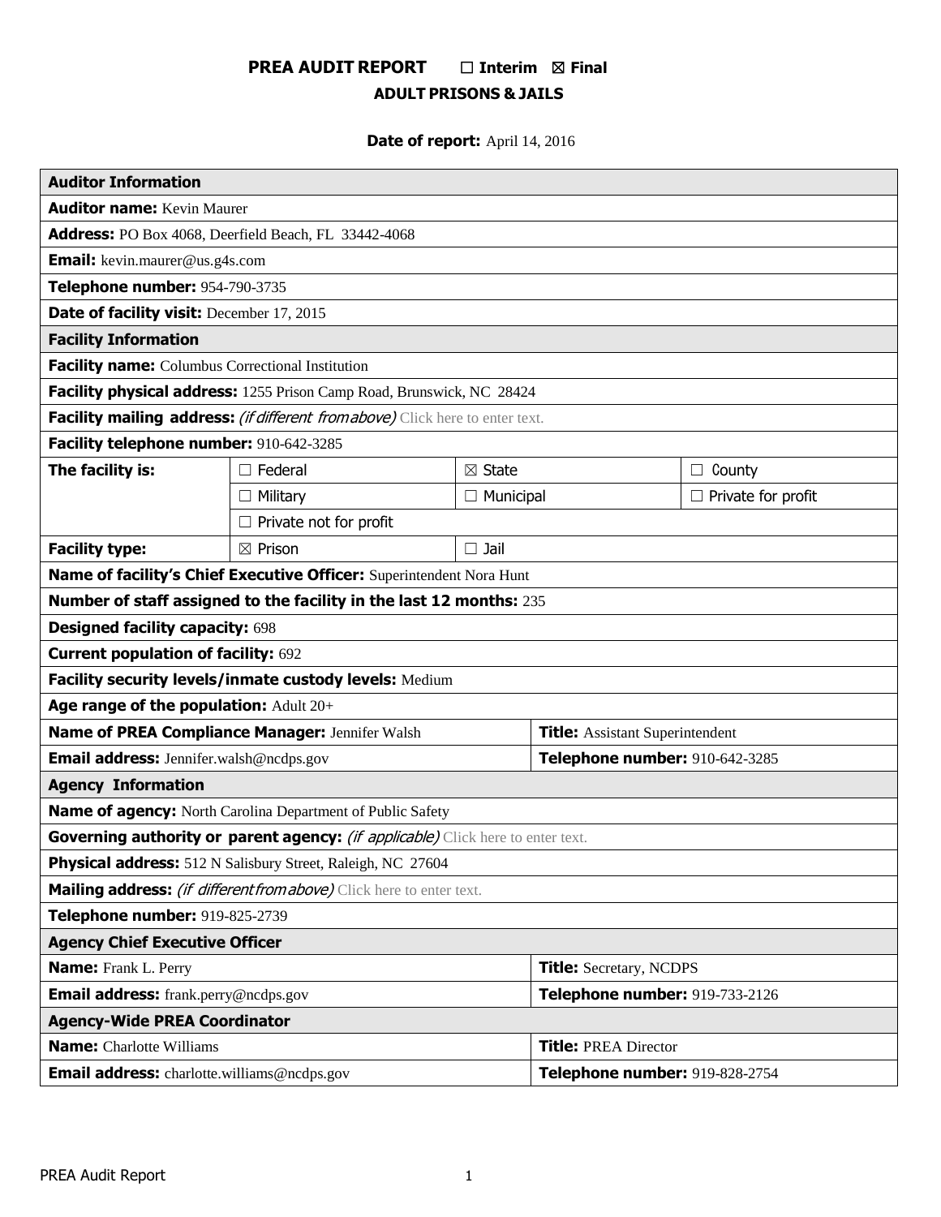# PREA AUDIT REPORT ☐ Interim ☒ Final

## ADULT PRISONS & JAILS

**Date of report:** April 14, 2016

| **Auditor Information** | | | |
|---|---|---|---|
| **Auditor name:** Kevin Maurer | | | |
| **Address:** PO Box 4068, Deerfield Beach, FL 33442-4068 | | | |
| **Email:** kevin.maurer@us.g4s.com | | | |
| **Telephone number:** 954-790-3735 | | | |
| **Date of facility visit:** December 17, 2015 | | | |
| **Facility Information** | | | |
| **Facility name:** Columbus Correctional Institution | | | |
| **Facility physical address:** 1255 Prison Camp Road, Brunswick, NC 28424 | | | |
| **Facility mailing address:** *(if different from above)* Click here to enter text. | | | |
| **Facility telephone number:** 910-642-3285 | | | |
| **The facility is:** | ☐ Federal | ☒ State | ☐ County |
| | ☐ Military | ☐ Municipal | ☐ Private for profit |
| | ☐ Private not for profit | | |
| **Facility type:** | ☒ Prison | ☐ Jail | |
| **Name of facility's Chief Executive Officer:** Superintendent Nora Hunt | | | |
| **Number of staff assigned to the facility in the last 12 months:** 235 | | | |
| **Designed facility capacity:** 698 | | | |
| **Current population of facility:** 692 | | | |
| **Facility security levels/inmate custody levels:** Medium | | | |
| **Age range of the population:** Adult 20+ | | | |
| **Name of PREA Compliance Manager:** Jennifer Walsh | | **Title:** Assistant Superintendent | |
| **Email address:** Jennifer.walsh@ncdps.gov | | **Telephone number:** 910-642-3285 | |
| **Agency Information** | | | |
| **Name of agency:** North Carolina Department of Public Safety | | | |
| **Governing authority or parent agency:** *(if applicable)* Click here to enter text. | | | |
| **Physical address:** 512 N Salisbury Street, Raleigh, NC 27604 | | | |
| **Mailing address:** *(if different from above)* Click here to enter text. | | | |
| **Telephone number:** 919-825-2739 | | | |
| **Agency Chief Executive Officer** | | | |
| **Name:** Frank L. Perry | | **Title:** Secretary, NCDPS | |
| **Email address:** frank.perry@ncdps.gov | | **Telephone number:** 919-733-2126 | |
| **Agency-Wide PREA Coordinator** | | | |
| **Name:** Charlotte Williams | | **Title:** PREA Director | |
| **Email address:** charlotte.williams@ncdps.gov | | **Telephone number:** 919-828-2754 | |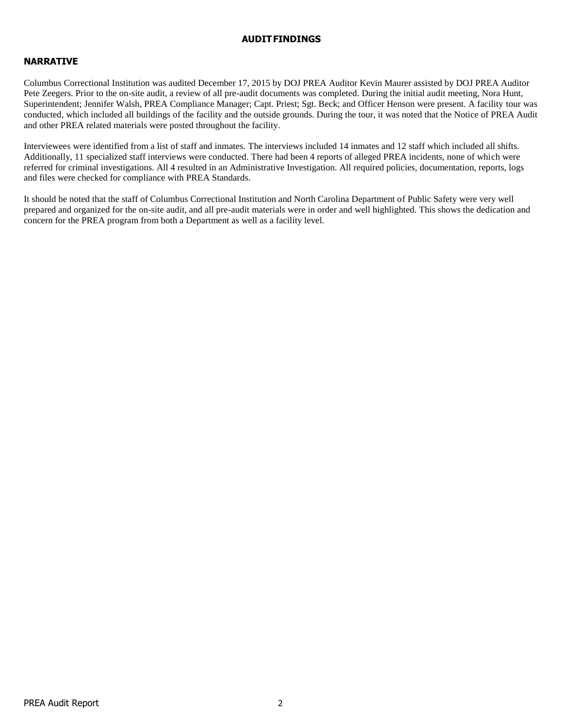# AUDIT FINDINGS

## NARRATIVE

Columbus Correctional Institution was audited December 17, 2015 by DOJ PREA Auditor Kevin Maurer assisted by DOJ PREA Auditor Pete Zeegers. Prior to the on-site audit, a review of all pre-audit documents was completed. During the initial audit meeting, Nora Hunt, Superintendent; Jennifer Walsh, PREA Compliance Manager; Capt. Priest; Sgt. Beck; and Officer Henson were present. A facility tour was conducted, which included all buildings of the facility and the outside grounds. During the tour, it was noted that the Notice of PREA Audit and other PREA related materials were posted throughout the facility.

Interviewees were identified from a list of staff and inmates. The interviews included 14 inmates and 12 staff which included all shifts. Additionally, 11 specialized staff interviews were conducted. There had been 4 reports of alleged PREA incidents, none of which were referred for criminal investigations. All 4 resulted in an Administrative Investigation. All required policies, documentation, reports, logs and files were checked for compliance with PREA Standards.

It should be noted that the staff of Columbus Correctional Institution and North Carolina Department of Public Safety were very well prepared and organized for the on-site audit, and all pre-audit materials were in order and well highlighted. This shows the dedication and concern for the PREA program from both a Department as well as a facility level.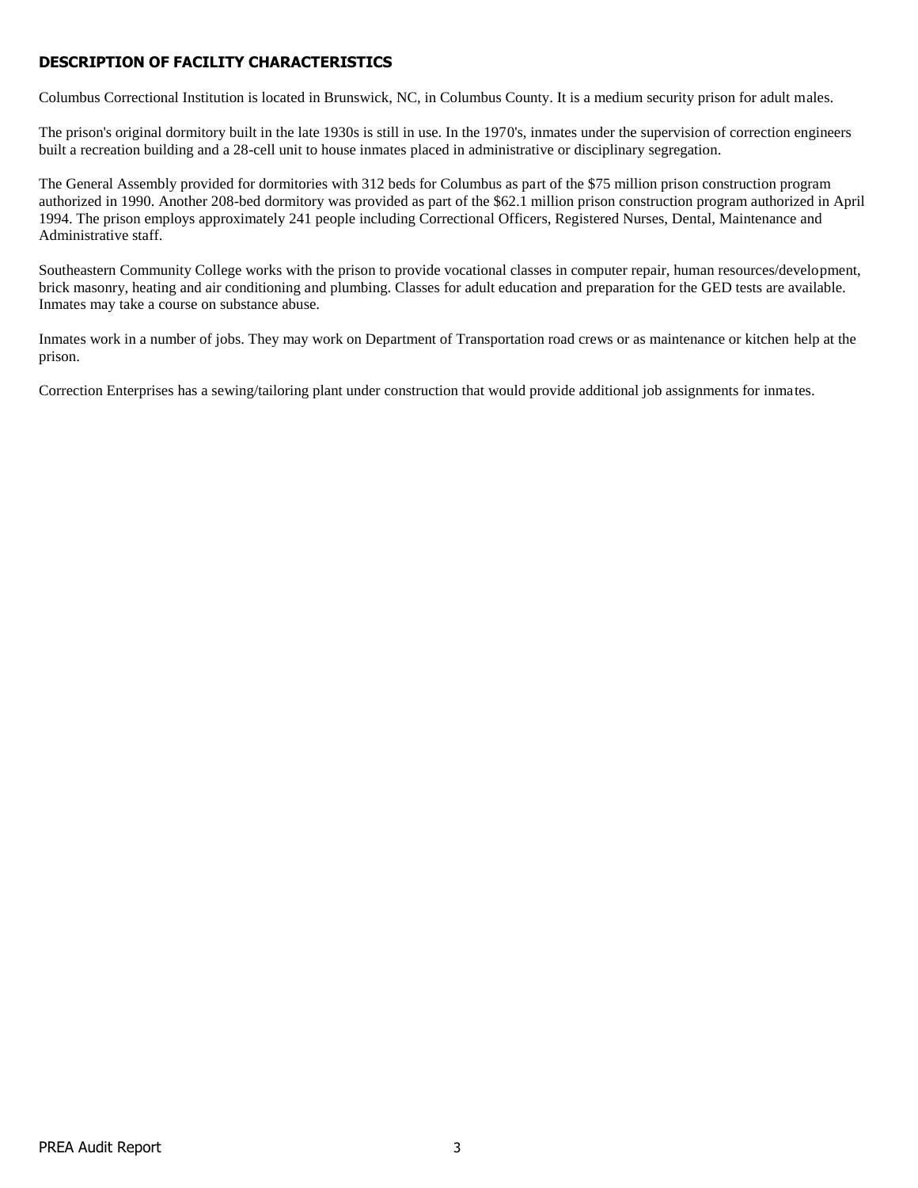## DESCRIPTION OF FACILITY CHARACTERISTICS

Columbus Correctional Institution is located in Brunswick, NC, in Columbus County. It is a medium security prison for adult males.

The prison's original dormitory built in the late 1930s is still in use. In the 1970's, inmates under the supervision of correction engineers built a recreation building and a 28-cell unit to house inmates placed in administrative or disciplinary segregation.

The General Assembly provided for dormitories with 312 beds for Columbus as part of the $75 million prison construction program authorized in 1990. Another 208-bed dormitory was provided as part of the $62.1 million prison construction program authorized in April 1994. The prison employs approximately 241 people including Correctional Officers, Registered Nurses, Dental, Maintenance and Administrative staff.

Southeastern Community College works with the prison to provide vocational classes in computer repair, human resources/development, brick masonry, heating and air conditioning and plumbing. Classes for adult education and preparation for the GED tests are available. Inmates may take a course on substance abuse.

Inmates work in a number of jobs. They may work on Department of Transportation road crews or as maintenance or kitchen help at the prison.

Correction Enterprises has a sewing/tailoring plant under construction that would provide additional job assignments for inmates.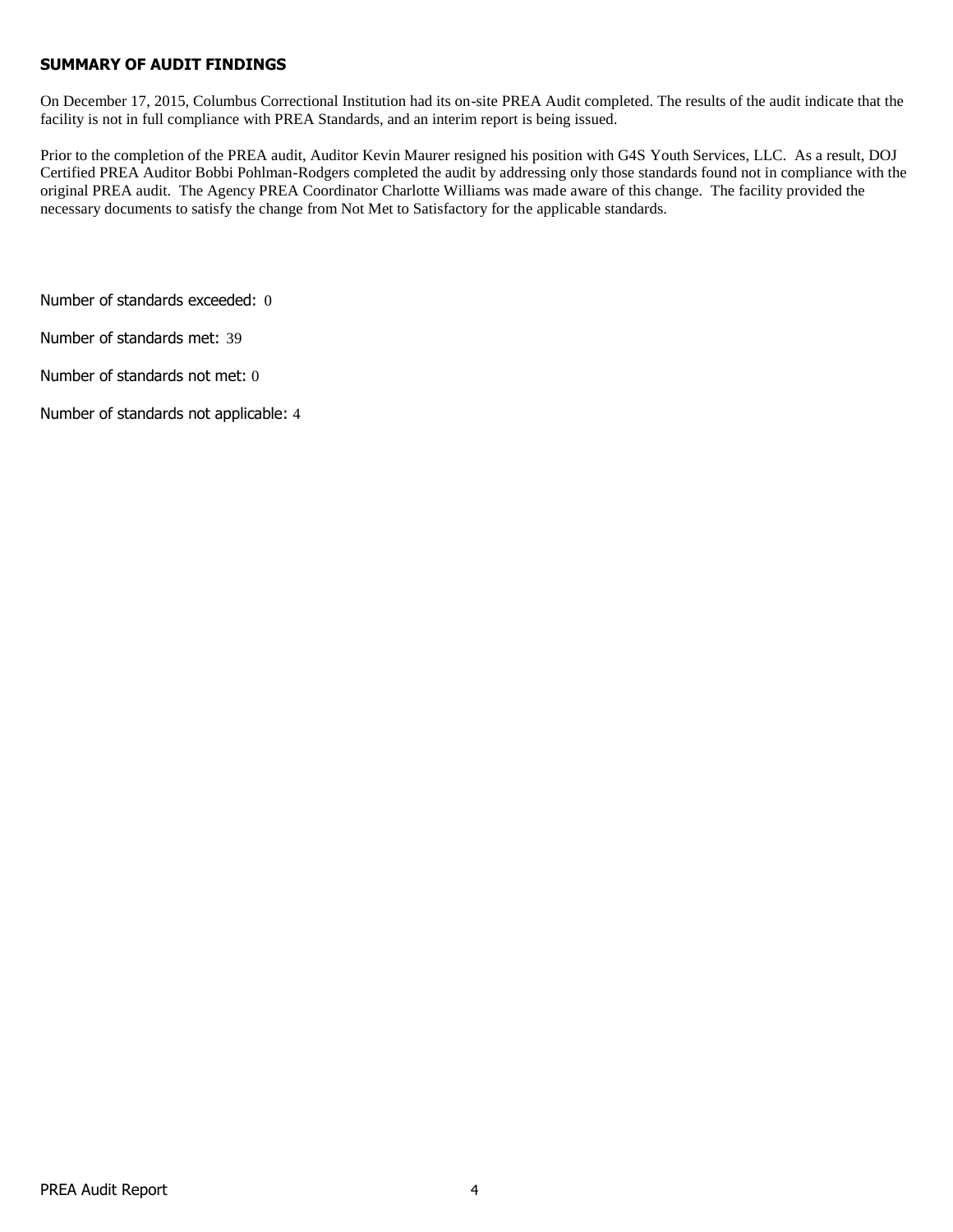## SUMMARY OF AUDIT FINDINGS

On December 17, 2015, Columbus Correctional Institution had its on-site PREA Audit completed. The results of the audit indicate that the facility is not in full compliance with PREA Standards, and an interim report is being issued.

Prior to the completion of the PREA audit, Auditor Kevin Maurer resigned his position with G4S Youth Services, LLC. As a result, DOJ Certified PREA Auditor Bobbi Pohlman-Rodgers completed the audit by addressing only those standards found not in compliance with the original PREA audit. The Agency PREA Coordinator Charlotte Williams was made aware of this change. The facility provided the necessary documents to satisfy the change from Not Met to Satisfactory for the applicable standards.

Number of standards exceeded: 0

Number of standards met: 39

Number of standards not met: 0

Number of standards not applicable: 4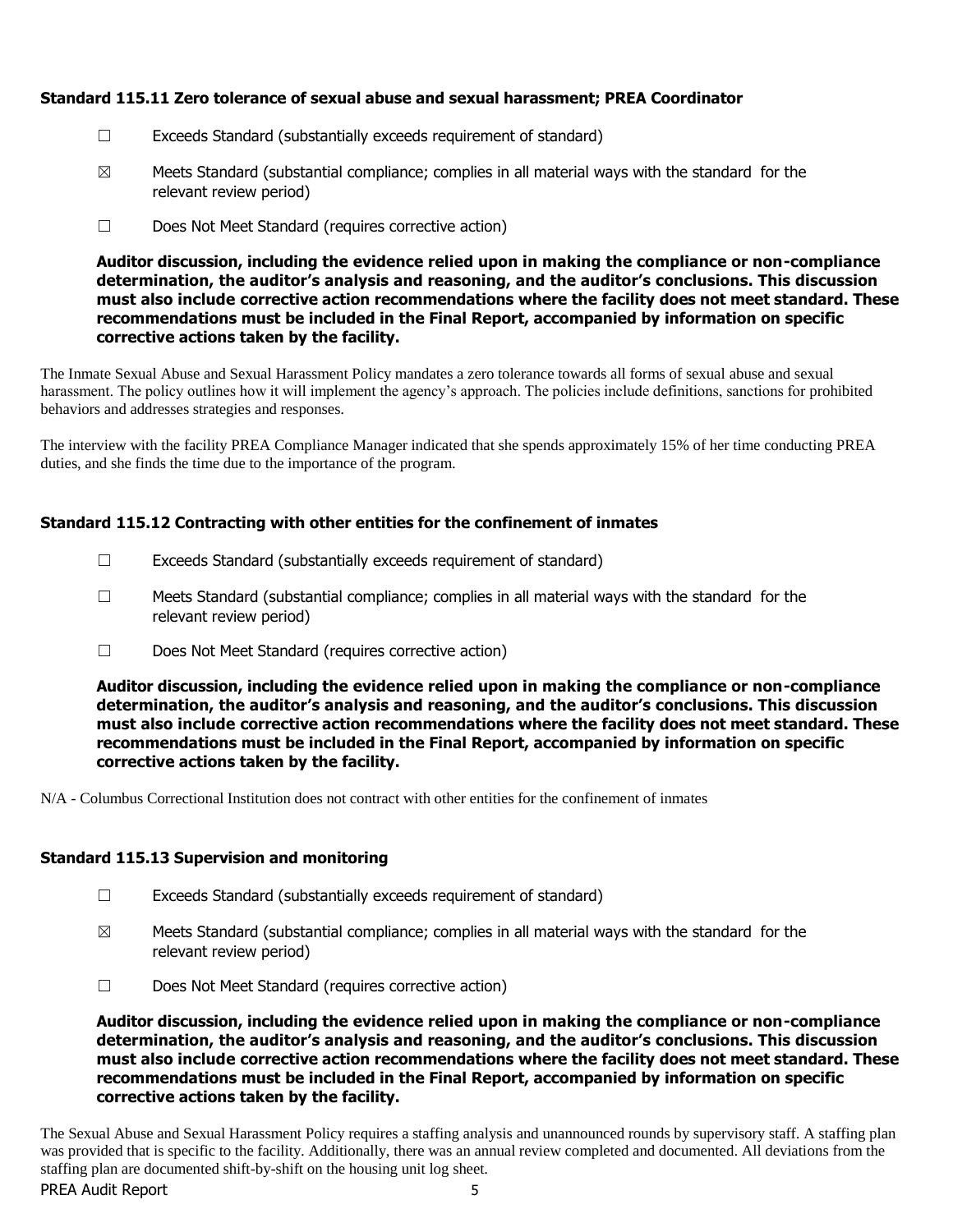### Standard 115.11 Zero tolerance of sexual abuse and sexual harassment; PREA Coordinator

☐ Exceeds Standard (substantially exceeds requirement of standard)

☒ Meets Standard (substantial compliance; complies in all material ways with the standard for the relevant review period)

☐ Does Not Meet Standard (requires corrective action)

**Auditor discussion, including the evidence relied upon in making the compliance or non-compliance determination, the auditor's analysis and reasoning, and the auditor's conclusions. This discussion must also include corrective action recommendations where the facility does not meet standard. These recommendations must be included in the Final Report, accompanied by information on specific corrective actions taken by the facility.**

The Inmate Sexual Abuse and Sexual Harassment Policy mandates a zero tolerance towards all forms of sexual abuse and sexual harassment. The policy outlines how it will implement the agency's approach. The policies include definitions, sanctions for prohibited behaviors and addresses strategies and responses.

The interview with the facility PREA Compliance Manager indicated that she spends approximately 15% of her time conducting PREA duties, and she finds the time due to the importance of the program.

### Standard 115.12 Contracting with other entities for the confinement of inmates

☐ Exceeds Standard (substantially exceeds requirement of standard)

☐ Meets Standard (substantial compliance; complies in all material ways with the standard for the relevant review period)

☐ Does Not Meet Standard (requires corrective action)

**Auditor discussion, including the evidence relied upon in making the compliance or non-compliance determination, the auditor's analysis and reasoning, and the auditor's conclusions. This discussion must also include corrective action recommendations where the facility does not meet standard. These recommendations must be included in the Final Report, accompanied by information on specific corrective actions taken by the facility.**

N/A - Columbus Correctional Institution does not contract with other entities for the confinement of inmates

### Standard 115.13 Supervision and monitoring

☐ Exceeds Standard (substantially exceeds requirement of standard)

☒ Meets Standard (substantial compliance; complies in all material ways with the standard for the relevant review period)

☐ Does Not Meet Standard (requires corrective action)

**Auditor discussion, including the evidence relied upon in making the compliance or non-compliance determination, the auditor's analysis and reasoning, and the auditor's conclusions. This discussion must also include corrective action recommendations where the facility does not meet standard. These recommendations must be included in the Final Report, accompanied by information on specific corrective actions taken by the facility.**

The Sexual Abuse and Sexual Harassment Policy requires a staffing analysis and unannounced rounds by supervisory staff. A staffing plan was provided that is specific to the facility. Additionally, there was an annual review completed and documented. All deviations from the staffing plan are documented shift-by-shift on the housing unit log sheet.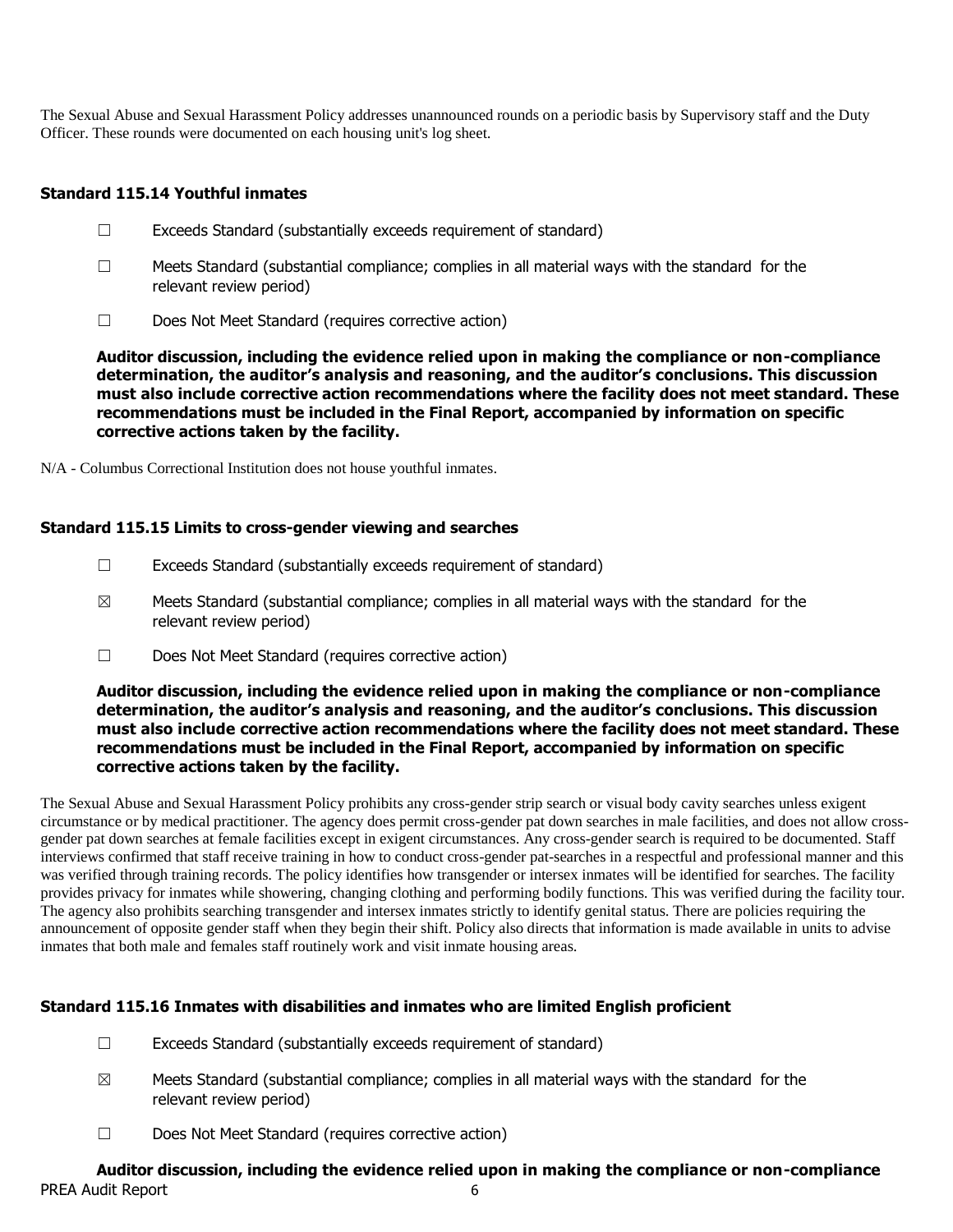The Sexual Abuse and Sexual Harassment Policy addresses unannounced rounds on a periodic basis by Supervisory staff and the Duty Officer. These rounds were documented on each housing unit's log sheet.

### Standard 115.14 Youthful inmates

☐ Exceeds Standard (substantially exceeds requirement of standard)

☐ Meets Standard (substantial compliance; complies in all material ways with the standard for the relevant review period)

☐ Does Not Meet Standard (requires corrective action)

**Auditor discussion, including the evidence relied upon in making the compliance or non-compliance determination, the auditor's analysis and reasoning, and the auditor's conclusions. This discussion must also include corrective action recommendations where the facility does not meet standard. These recommendations must be included in the Final Report, accompanied by information on specific corrective actions taken by the facility.**

N/A - Columbus Correctional Institution does not house youthful inmates.

### Standard 115.15 Limits to cross-gender viewing and searches

☐ Exceeds Standard (substantially exceeds requirement of standard)

☒ Meets Standard (substantial compliance; complies in all material ways with the standard for the relevant review period)

☐ Does Not Meet Standard (requires corrective action)

**Auditor discussion, including the evidence relied upon in making the compliance or non-compliance determination, the auditor's analysis and reasoning, and the auditor's conclusions. This discussion must also include corrective action recommendations where the facility does not meet standard. These recommendations must be included in the Final Report, accompanied by information on specific corrective actions taken by the facility.**

The Sexual Abuse and Sexual Harassment Policy prohibits any cross-gender strip search or visual body cavity searches unless exigent circumstance or by medical practitioner. The agency does permit cross-gender pat down searches in male facilities, and does not allow cross-gender pat down searches at female facilities except in exigent circumstances. Any cross-gender search is required to be documented. Staff interviews confirmed that staff receive training in how to conduct cross-gender pat-searches in a respectful and professional manner and this was verified through training records. The policy identifies how transgender or intersex inmates will be identified for searches. The facility provides privacy for inmates while showering, changing clothing and performing bodily functions. This was verified during the facility tour. The agency also prohibits searching transgender and intersex inmates strictly to identify genital status. There are policies requiring the announcement of opposite gender staff when they begin their shift. Policy also directs that information is made available in units to advise inmates that both male and females staff routinely work and visit inmate housing areas.

### Standard 115.16 Inmates with disabilities and inmates who are limited English proficient

☐ Exceeds Standard (substantially exceeds requirement of standard)

☒ Meets Standard (substantial compliance; complies in all material ways with the standard for the relevant review period)

☐ Does Not Meet Standard (requires corrective action)

**Auditor discussion, including the evidence relied upon in making the compliance or non-compliance**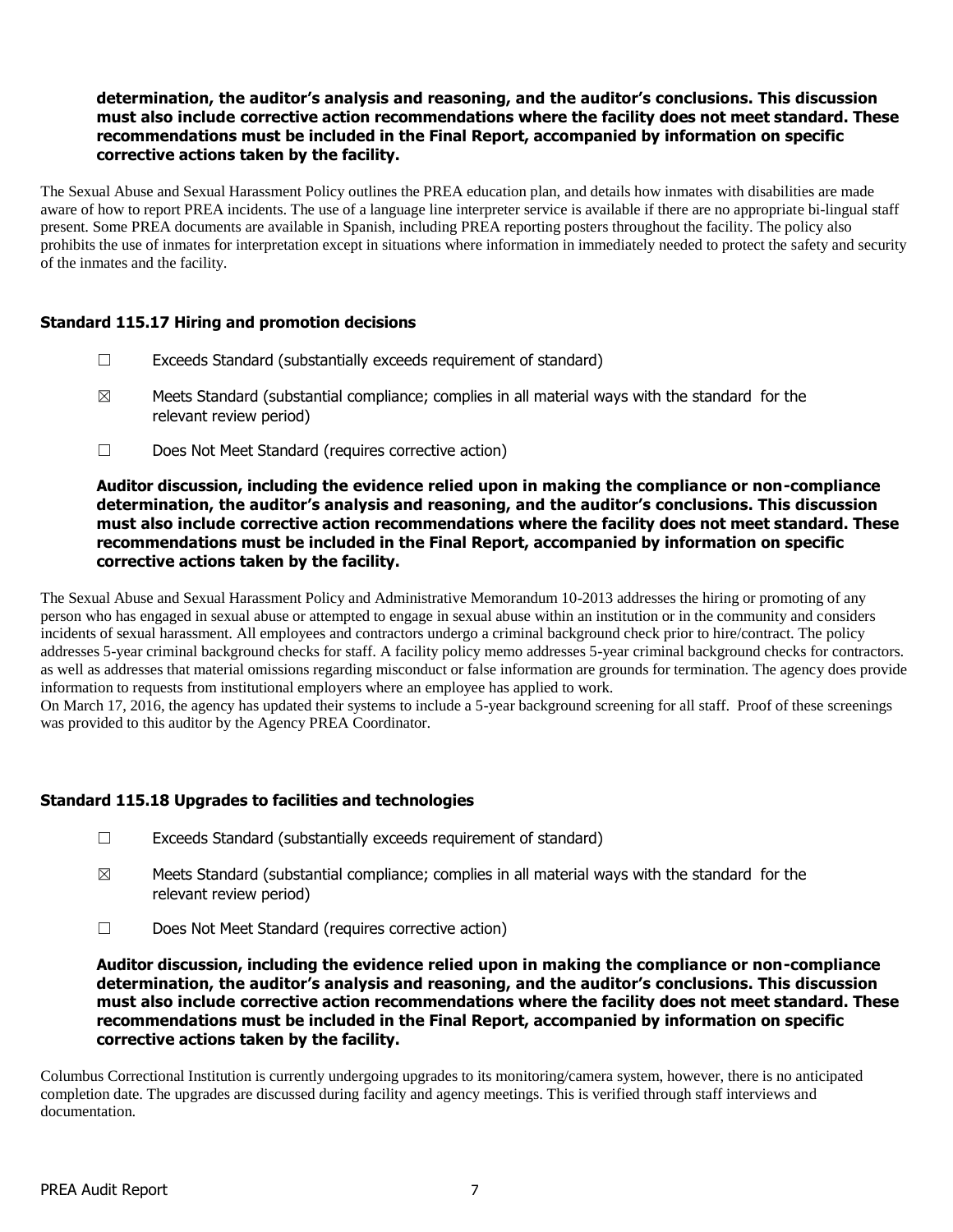**determination, the auditor's analysis and reasoning, and the auditor's conclusions. This discussion must also include corrective action recommendations where the facility does not meet standard. These recommendations must be included in the Final Report, accompanied by information on specific corrective actions taken by the facility.**

The Sexual Abuse and Sexual Harassment Policy outlines the PREA education plan, and details how inmates with disabilities are made aware of how to report PREA incidents. The use of a language line interpreter service is available if there are no appropriate bi-lingual staff present. Some PREA documents are available in Spanish, including PREA reporting posters throughout the facility. The policy also prohibits the use of inmates for interpretation except in situations where information in immediately needed to protect the safety and security of the inmates and the facility.

### Standard 115.17 Hiring and promotion decisions

- ☐ Exceeds Standard (substantially exceeds requirement of standard)
- ☒ Meets Standard (substantial compliance; complies in all material ways with the standard for the relevant review period)
- ☐ Does Not Meet Standard (requires corrective action)

**Auditor discussion, including the evidence relied upon in making the compliance or non-compliance determination, the auditor's analysis and reasoning, and the auditor's conclusions. This discussion must also include corrective action recommendations where the facility does not meet standard. These recommendations must be included in the Final Report, accompanied by information on specific corrective actions taken by the facility.**

The Sexual Abuse and Sexual Harassment Policy and Administrative Memorandum 10-2013 addresses the hiring or promoting of any person who has engaged in sexual abuse or attempted to engage in sexual abuse within an institution or in the community and considers incidents of sexual harassment. All employees and contractors undergo a criminal background check prior to hire/contract. The policy addresses 5-year criminal background checks for staff. A facility policy memo addresses 5-year criminal background checks for contractors. as well as addresses that material omissions regarding misconduct or false information are grounds for termination. The agency does provide information to requests from institutional employers where an employee has applied to work.
On March 17, 2016, the agency has updated their systems to include a 5-year background screening for all staff. Proof of these screenings was provided to this auditor by the Agency PREA Coordinator.

### Standard 115.18 Upgrades to facilities and technologies

- ☐ Exceeds Standard (substantially exceeds requirement of standard)
- ☒ Meets Standard (substantial compliance; complies in all material ways with the standard for the relevant review period)
- ☐ Does Not Meet Standard (requires corrective action)

**Auditor discussion, including the evidence relied upon in making the compliance or non-compliance determination, the auditor's analysis and reasoning, and the auditor's conclusions. This discussion must also include corrective action recommendations where the facility does not meet standard. These recommendations must be included in the Final Report, accompanied by information on specific corrective actions taken by the facility.**

Columbus Correctional Institution is currently undergoing upgrades to its monitoring/camera system, however, there is no anticipated completion date. The upgrades are discussed during facility and agency meetings. This is verified through staff interviews and documentation.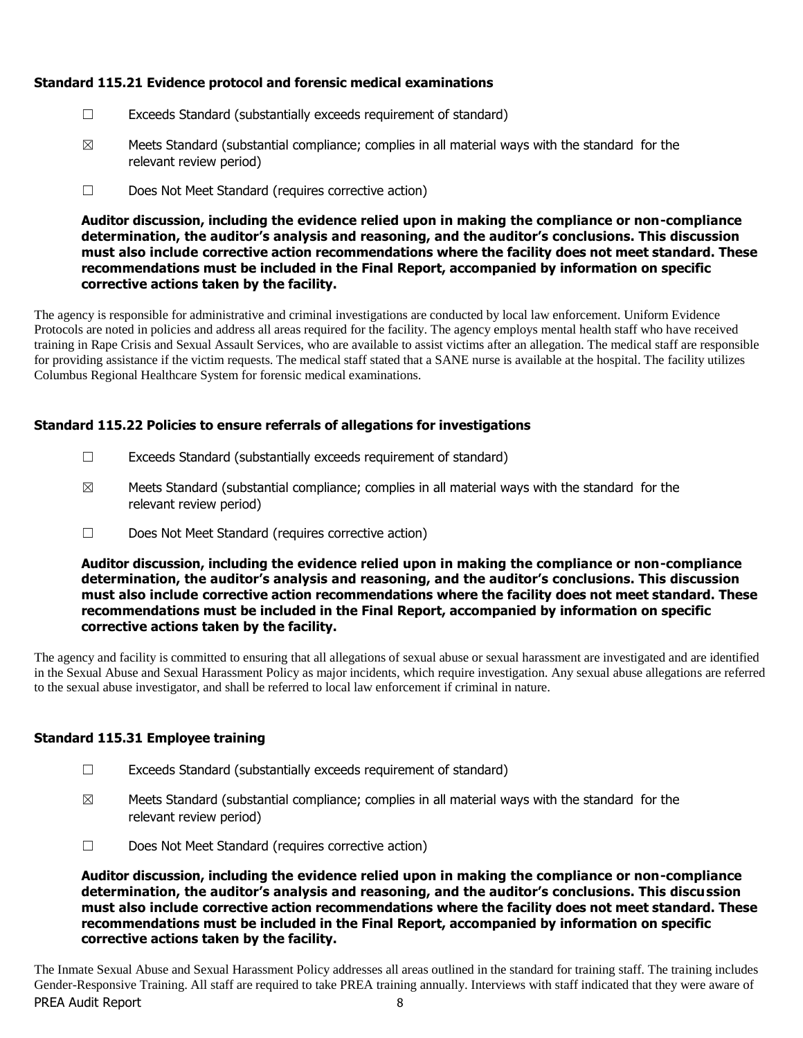### Standard 115.21 Evidence protocol and forensic medical examinations

☐ Exceeds Standard (substantially exceeds requirement of standard)

☒ Meets Standard (substantial compliance; complies in all material ways with the standard for the relevant review period)

☐ Does Not Meet Standard (requires corrective action)

**Auditor discussion, including the evidence relied upon in making the compliance or non-compliance determination, the auditor's analysis and reasoning, and the auditor's conclusions. This discussion must also include corrective action recommendations where the facility does not meet standard. These recommendations must be included in the Final Report, accompanied by information on specific corrective actions taken by the facility.**

The agency is responsible for administrative and criminal investigations are conducted by local law enforcement. Uniform Evidence Protocols are noted in policies and address all areas required for the facility. The agency employs mental health staff who have received training in Rape Crisis and Sexual Assault Services, who are available to assist victims after an allegation. The medical staff are responsible for providing assistance if the victim requests. The medical staff stated that a SANE nurse is available at the hospital. The facility utilizes Columbus Regional Healthcare System for forensic medical examinations.

### Standard 115.22 Policies to ensure referrals of allegations for investigations

☐ Exceeds Standard (substantially exceeds requirement of standard)

☒ Meets Standard (substantial compliance; complies in all material ways with the standard for the relevant review period)

☐ Does Not Meet Standard (requires corrective action)

**Auditor discussion, including the evidence relied upon in making the compliance or non-compliance determination, the auditor's analysis and reasoning, and the auditor's conclusions. This discussion must also include corrective action recommendations where the facility does not meet standard. These recommendations must be included in the Final Report, accompanied by information on specific corrective actions taken by the facility.**

The agency and facility is committed to ensuring that all allegations of sexual abuse or sexual harassment are investigated and are identified in the Sexual Abuse and Sexual Harassment Policy as major incidents, which require investigation. Any sexual abuse allegations are referred to the sexual abuse investigator, and shall be referred to local law enforcement if criminal in nature.

### Standard 115.31 Employee training

☐ Exceeds Standard (substantially exceeds requirement of standard)

☒ Meets Standard (substantial compliance; complies in all material ways with the standard for the relevant review period)

☐ Does Not Meet Standard (requires corrective action)

**Auditor discussion, including the evidence relied upon in making the compliance or non-compliance determination, the auditor's analysis and reasoning, and the auditor's conclusions. This discussion must also include corrective action recommendations where the facility does not meet standard. These recommendations must be included in the Final Report, accompanied by information on specific corrective actions taken by the facility.**

The Inmate Sexual Abuse and Sexual Harassment Policy addresses all areas outlined in the standard for training staff. The training includes Gender-Responsive Training. All staff are required to take PREA training annually. Interviews with staff indicated that they were aware of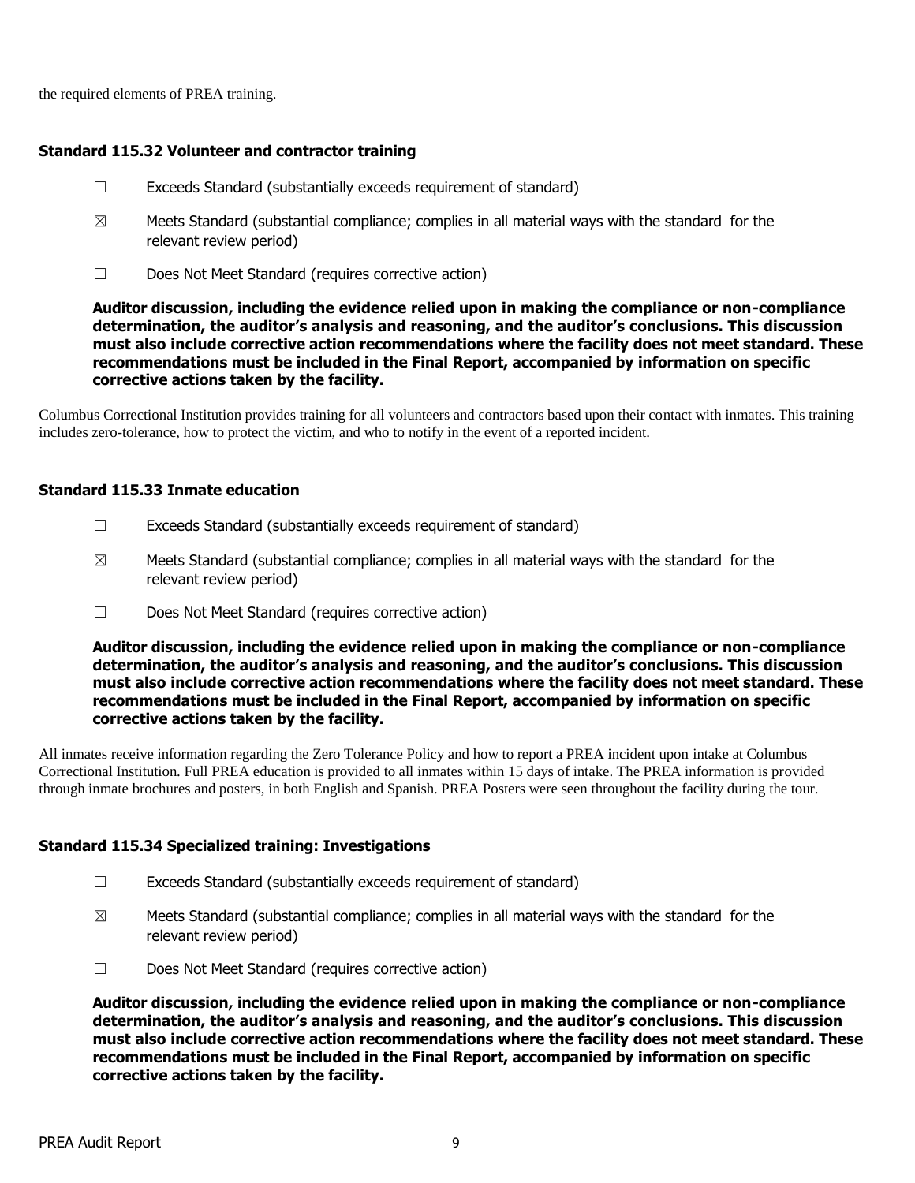the required elements of PREA training.

### Standard 115.32 Volunteer and contractor training

☐ Exceeds Standard (substantially exceeds requirement of standard)

☒ Meets Standard (substantial compliance; complies in all material ways with the standard for the relevant review period)

☐ Does Not Meet Standard (requires corrective action)

**Auditor discussion, including the evidence relied upon in making the compliance or non-compliance determination, the auditor's analysis and reasoning, and the auditor's conclusions. This discussion must also include corrective action recommendations where the facility does not meet standard. These recommendations must be included in the Final Report, accompanied by information on specific corrective actions taken by the facility.**

Columbus Correctional Institution provides training for all volunteers and contractors based upon their contact with inmates. This training includes zero-tolerance, how to protect the victim, and who to notify in the event of a reported incident.

### Standard 115.33 Inmate education

☐ Exceeds Standard (substantially exceeds requirement of standard)

☒ Meets Standard (substantial compliance; complies in all material ways with the standard for the relevant review period)

☐ Does Not Meet Standard (requires corrective action)

**Auditor discussion, including the evidence relied upon in making the compliance or non-compliance determination, the auditor's analysis and reasoning, and the auditor's conclusions. This discussion must also include corrective action recommendations where the facility does not meet standard. These recommendations must be included in the Final Report, accompanied by information on specific corrective actions taken by the facility.**

All inmates receive information regarding the Zero Tolerance Policy and how to report a PREA incident upon intake at Columbus Correctional Institution. Full PREA education is provided to all inmates within 15 days of intake. The PREA information is provided through inmate brochures and posters, in both English and Spanish. PREA Posters were seen throughout the facility during the tour.

### Standard 115.34 Specialized training: Investigations

☐ Exceeds Standard (substantially exceeds requirement of standard)

☒ Meets Standard (substantial compliance; complies in all material ways with the standard for the relevant review period)

☐ Does Not Meet Standard (requires corrective action)

**Auditor discussion, including the evidence relied upon in making the compliance or non-compliance determination, the auditor's analysis and reasoning, and the auditor's conclusions. This discussion must also include corrective action recommendations where the facility does not meet standard. These recommendations must be included in the Final Report, accompanied by information on specific corrective actions taken by the facility.**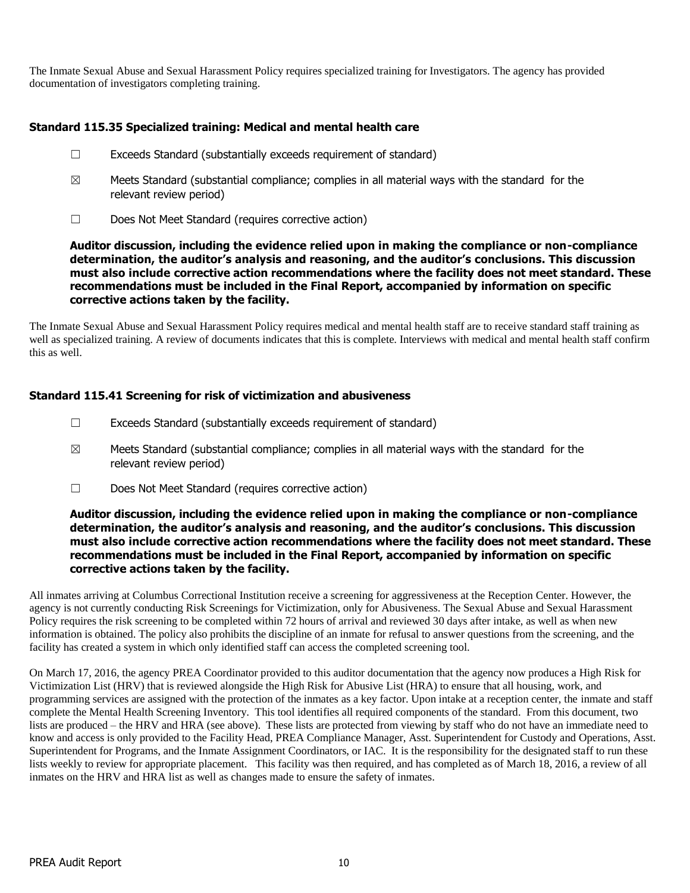The Inmate Sexual Abuse and Sexual Harassment Policy requires specialized training for Investigators. The agency has provided documentation of investigators completing training.

### Standard 115.35 Specialized training: Medical and mental health care

☐ Exceeds Standard (substantially exceeds requirement of standard)

☒ Meets Standard (substantial compliance; complies in all material ways with the standard for the relevant review period)

☐ Does Not Meet Standard (requires corrective action)

**Auditor discussion, including the evidence relied upon in making the compliance or non-compliance determination, the auditor's analysis and reasoning, and the auditor's conclusions. This discussion must also include corrective action recommendations where the facility does not meet standard. These recommendations must be included in the Final Report, accompanied by information on specific corrective actions taken by the facility.**

The Inmate Sexual Abuse and Sexual Harassment Policy requires medical and mental health staff are to receive standard staff training as well as specialized training. A review of documents indicates that this is complete. Interviews with medical and mental health staff confirm this as well.

### Standard 115.41 Screening for risk of victimization and abusiveness

☐ Exceeds Standard (substantially exceeds requirement of standard)

☒ Meets Standard (substantial compliance; complies in all material ways with the standard for the relevant review period)

☐ Does Not Meet Standard (requires corrective action)

**Auditor discussion, including the evidence relied upon in making the compliance or non-compliance determination, the auditor's analysis and reasoning, and the auditor's conclusions. This discussion must also include corrective action recommendations where the facility does not meet standard. These recommendations must be included in the Final Report, accompanied by information on specific corrective actions taken by the facility.**

All inmates arriving at Columbus Correctional Institution receive a screening for aggressiveness at the Reception Center. However, the agency is not currently conducting Risk Screenings for Victimization, only for Abusiveness. The Sexual Abuse and Sexual Harassment Policy requires the risk screening to be completed within 72 hours of arrival and reviewed 30 days after intake, as well as when new information is obtained. The policy also prohibits the discipline of an inmate for refusal to answer questions from the screening, and the facility has created a system in which only identified staff can access the completed screening tool.

On March 17, 2016, the agency PREA Coordinator provided to this auditor documentation that the agency now produces a High Risk for Victimization List (HRV) that is reviewed alongside the High Risk for Abusive List (HRA) to ensure that all housing, work, and programming services are assigned with the protection of the inmates as a key factor. Upon intake at a reception center, the inmate and staff complete the Mental Health Screening Inventory. This tool identifies all required components of the standard. From this document, two lists are produced – the HRV and HRA (see above). These lists are protected from viewing by staff who do not have an immediate need to know and access is only provided to the Facility Head, PREA Compliance Manager, Asst. Superintendent for Custody and Operations, Asst. Superintendent for Programs, and the Inmate Assignment Coordinators, or IAC. It is the responsibility for the designated staff to run these lists weekly to review for appropriate placement. This facility was then required, and has completed as of March 18, 2016, a review of all inmates on the HRV and HRA list as well as changes made to ensure the safety of inmates.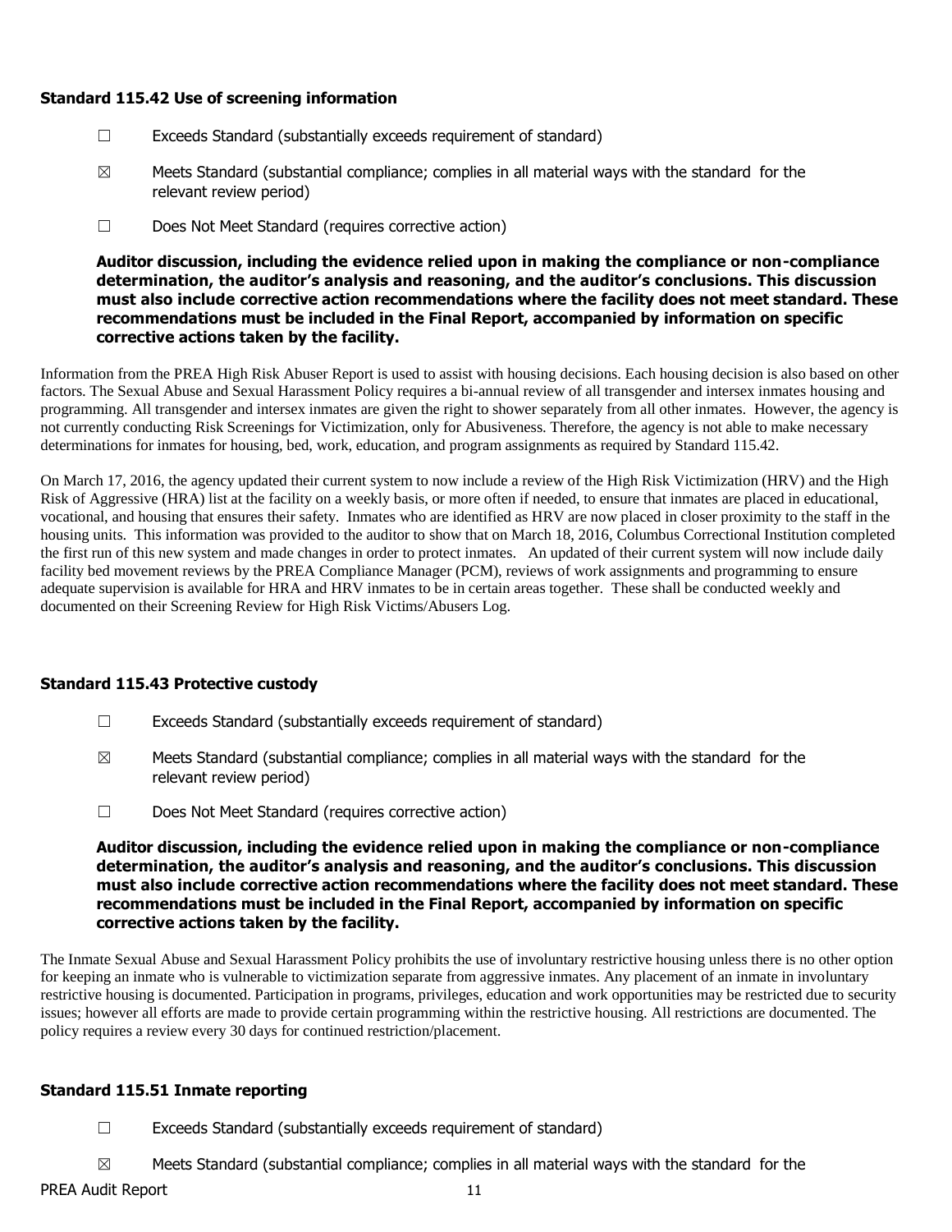### Standard 115.42 Use of screening information

☐ Exceeds Standard (substantially exceeds requirement of standard)

☒ Meets Standard (substantial compliance; complies in all material ways with the standard for the relevant review period)

☐ Does Not Meet Standard (requires corrective action)

**Auditor discussion, including the evidence relied upon in making the compliance or non-compliance determination, the auditor's analysis and reasoning, and the auditor's conclusions. This discussion must also include corrective action recommendations where the facility does not meet standard. These recommendations must be included in the Final Report, accompanied by information on specific corrective actions taken by the facility.**

Information from the PREA High Risk Abuser Report is used to assist with housing decisions. Each housing decision is also based on other factors. The Sexual Abuse and Sexual Harassment Policy requires a bi-annual review of all transgender and intersex inmates housing and programming. All transgender and intersex inmates are given the right to shower separately from all other inmates. However, the agency is not currently conducting Risk Screenings for Victimization, only for Abusiveness. Therefore, the agency is not able to make necessary determinations for inmates for housing, bed, work, education, and program assignments as required by Standard 115.42.

On March 17, 2016, the agency updated their current system to now include a review of the High Risk Victimization (HRV) and the High Risk of Aggressive (HRA) list at the facility on a weekly basis, or more often if needed, to ensure that inmates are placed in educational, vocational, and housing that ensures their safety. Inmates who are identified as HRV are now placed in closer proximity to the staff in the housing units. This information was provided to the auditor to show that on March 18, 2016, Columbus Correctional Institution completed the first run of this new system and made changes in order to protect inmates. An updated of their current system will now include daily facility bed movement reviews by the PREA Compliance Manager (PCM), reviews of work assignments and programming to ensure adequate supervision is available for HRA and HRV inmates to be in certain areas together. These shall be conducted weekly and documented on their Screening Review for High Risk Victims/Abusers Log.

### Standard 115.43 Protective custody

☐ Exceeds Standard (substantially exceeds requirement of standard)

☒ Meets Standard (substantial compliance; complies in all material ways with the standard for the relevant review period)

☐ Does Not Meet Standard (requires corrective action)

**Auditor discussion, including the evidence relied upon in making the compliance or non-compliance determination, the auditor's analysis and reasoning, and the auditor's conclusions. This discussion must also include corrective action recommendations where the facility does not meet standard. These recommendations must be included in the Final Report, accompanied by information on specific corrective actions taken by the facility.**

The Inmate Sexual Abuse and Sexual Harassment Policy prohibits the use of involuntary restrictive housing unless there is no other option for keeping an inmate who is vulnerable to victimization separate from aggressive inmates. Any placement of an inmate in involuntary restrictive housing is documented. Participation in programs, privileges, education and work opportunities may be restricted due to security issues; however all efforts are made to provide certain programming within the restrictive housing. All restrictions are documented. The policy requires a review every 30 days for continued restriction/placement.

### Standard 115.51 Inmate reporting

☐ Exceeds Standard (substantially exceeds requirement of standard)

☒ Meets Standard (substantial compliance; complies in all material ways with the standard for the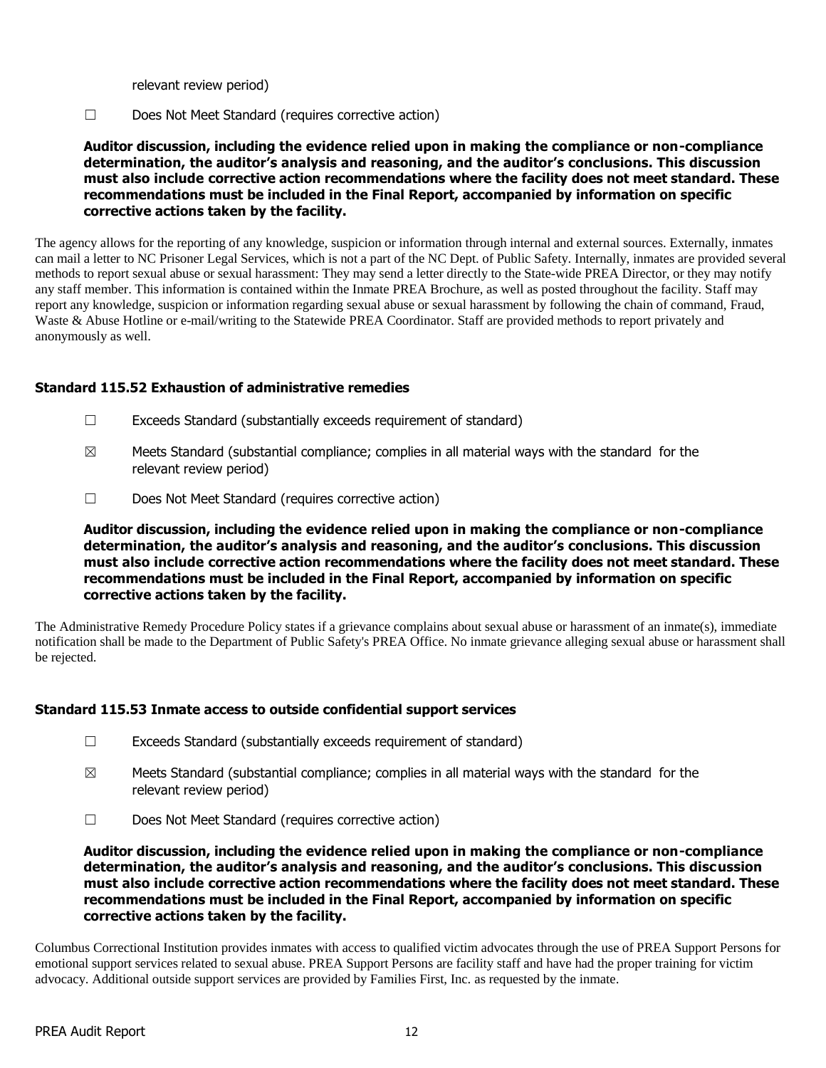relevant review period)

☐ Does Not Meet Standard (requires corrective action)

**Auditor discussion, including the evidence relied upon in making the compliance or non-compliance determination, the auditor's analysis and reasoning, and the auditor's conclusions. This discussion must also include corrective action recommendations where the facility does not meet standard. These recommendations must be included in the Final Report, accompanied by information on specific corrective actions taken by the facility.**

The agency allows for the reporting of any knowledge, suspicion or information through internal and external sources. Externally, inmates can mail a letter to NC Prisoner Legal Services, which is not a part of the NC Dept. of Public Safety. Internally, inmates are provided several methods to report sexual abuse or sexual harassment: They may send a letter directly to the State-wide PREA Director, or they may notify any staff member. This information is contained within the Inmate PREA Brochure, as well as posted throughout the facility. Staff may report any knowledge, suspicion or information regarding sexual abuse or sexual harassment by following the chain of command, Fraud, Waste & Abuse Hotline or e-mail/writing to the Statewide PREA Coordinator. Staff are provided methods to report privately and anonymously as well.

### Standard 115.52 Exhaustion of administrative remedies

☐ Exceeds Standard (substantially exceeds requirement of standard)

☒ Meets Standard (substantial compliance; complies in all material ways with the standard for the relevant review period)

☐ Does Not Meet Standard (requires corrective action)

**Auditor discussion, including the evidence relied upon in making the compliance or non-compliance determination, the auditor's analysis and reasoning, and the auditor's conclusions. This discussion must also include corrective action recommendations where the facility does not meet standard. These recommendations must be included in the Final Report, accompanied by information on specific corrective actions taken by the facility.**

The Administrative Remedy Procedure Policy states if a grievance complains about sexual abuse or harassment of an inmate(s), immediate notification shall be made to the Department of Public Safety's PREA Office. No inmate grievance alleging sexual abuse or harassment shall be rejected.

### Standard 115.53 Inmate access to outside confidential support services

☐ Exceeds Standard (substantially exceeds requirement of standard)

☒ Meets Standard (substantial compliance; complies in all material ways with the standard for the relevant review period)

☐ Does Not Meet Standard (requires corrective action)

**Auditor discussion, including the evidence relied upon in making the compliance or non-compliance determination, the auditor's analysis and reasoning, and the auditor's conclusions. This discussion must also include corrective action recommendations where the facility does not meet standard. These recommendations must be included in the Final Report, accompanied by information on specific corrective actions taken by the facility.**

Columbus Correctional Institution provides inmates with access to qualified victim advocates through the use of PREA Support Persons for emotional support services related to sexual abuse. PREA Support Persons are facility staff and have had the proper training for victim advocacy. Additional outside support services are provided by Families First, Inc. as requested by the inmate.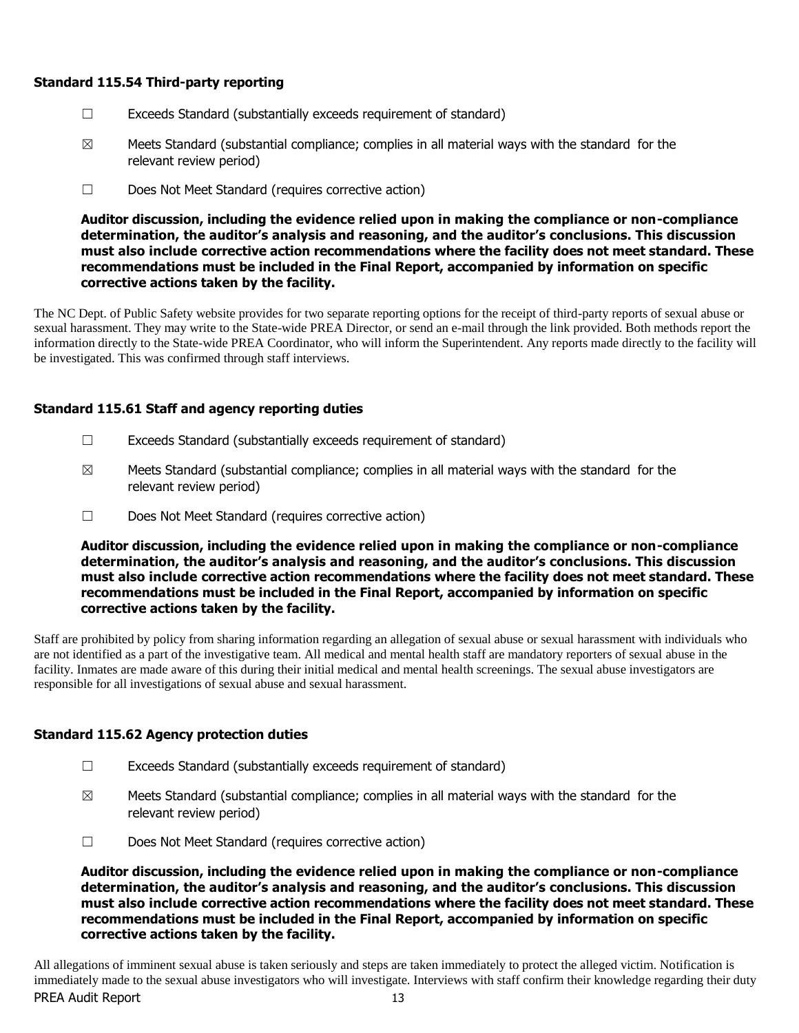### Standard 115.54 Third-party reporting

☐ Exceeds Standard (substantially exceeds requirement of standard)

☒ Meets Standard (substantial compliance; complies in all material ways with the standard for the relevant review period)

☐ Does Not Meet Standard (requires corrective action)

**Auditor discussion, including the evidence relied upon in making the compliance or non-compliance determination, the auditor's analysis and reasoning, and the auditor's conclusions. This discussion must also include corrective action recommendations where the facility does not meet standard. These recommendations must be included in the Final Report, accompanied by information on specific corrective actions taken by the facility.**

The NC Dept. of Public Safety website provides for two separate reporting options for the receipt of third-party reports of sexual abuse or sexual harassment. They may write to the State-wide PREA Director, or send an e-mail through the link provided. Both methods report the information directly to the State-wide PREA Coordinator, who will inform the Superintendent. Any reports made directly to the facility will be investigated. This was confirmed through staff interviews.

### Standard 115.61 Staff and agency reporting duties

☐ Exceeds Standard (substantially exceeds requirement of standard)

☒ Meets Standard (substantial compliance; complies in all material ways with the standard for the relevant review period)

☐ Does Not Meet Standard (requires corrective action)

**Auditor discussion, including the evidence relied upon in making the compliance or non-compliance determination, the auditor's analysis and reasoning, and the auditor's conclusions. This discussion must also include corrective action recommendations where the facility does not meet standard. These recommendations must be included in the Final Report, accompanied by information on specific corrective actions taken by the facility.**

Staff are prohibited by policy from sharing information regarding an allegation of sexual abuse or sexual harassment with individuals who are not identified as a part of the investigative team. All medical and mental health staff are mandatory reporters of sexual abuse in the facility. Inmates are made aware of this during their initial medical and mental health screenings. The sexual abuse investigators are responsible for all investigations of sexual abuse and sexual harassment.

### Standard 115.62 Agency protection duties

☐ Exceeds Standard (substantially exceeds requirement of standard)

☒ Meets Standard (substantial compliance; complies in all material ways with the standard for the relevant review period)

☐ Does Not Meet Standard (requires corrective action)

**Auditor discussion, including the evidence relied upon in making the compliance or non-compliance determination, the auditor's analysis and reasoning, and the auditor's conclusions. This discussion must also include corrective action recommendations where the facility does not meet standard. These recommendations must be included in the Final Report, accompanied by information on specific corrective actions taken by the facility.**

All allegations of imminent sexual abuse is taken seriously and steps are taken immediately to protect the alleged victim. Notification is immediately made to the sexual abuse investigators who will investigate. Interviews with staff confirm their knowledge regarding their duty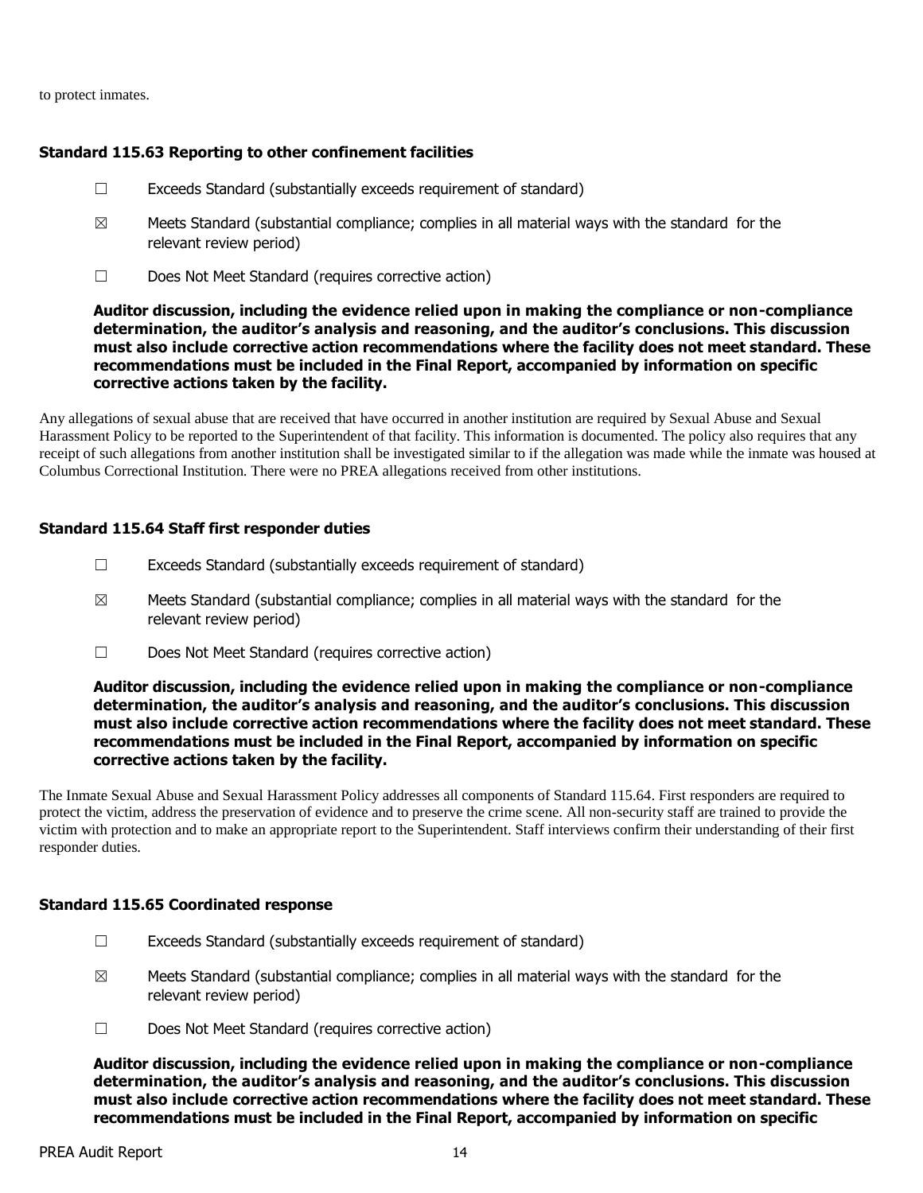to protect inmates.

### Standard 115.63 Reporting to other confinement facilities

☐ Exceeds Standard (substantially exceeds requirement of standard)

☒ Meets Standard (substantial compliance; complies in all material ways with the standard for the relevant review period)

☐ Does Not Meet Standard (requires corrective action)

**Auditor discussion, including the evidence relied upon in making the compliance or non-compliance determination, the auditor's analysis and reasoning, and the auditor's conclusions. This discussion must also include corrective action recommendations where the facility does not meet standard. These recommendations must be included in the Final Report, accompanied by information on specific corrective actions taken by the facility.**

Any allegations of sexual abuse that are received that have occurred in another institution are required by Sexual Abuse and Sexual Harassment Policy to be reported to the Superintendent of that facility. This information is documented. The policy also requires that any receipt of such allegations from another institution shall be investigated similar to if the allegation was made while the inmate was housed at Columbus Correctional Institution. There were no PREA allegations received from other institutions.

### Standard 115.64 Staff first responder duties

☐ Exceeds Standard (substantially exceeds requirement of standard)

☒ Meets Standard (substantial compliance; complies in all material ways with the standard for the relevant review period)

☐ Does Not Meet Standard (requires corrective action)

**Auditor discussion, including the evidence relied upon in making the compliance or non-compliance determination, the auditor's analysis and reasoning, and the auditor's conclusions. This discussion must also include corrective action recommendations where the facility does not meet standard. These recommendations must be included in the Final Report, accompanied by information on specific corrective actions taken by the facility.**

The Inmate Sexual Abuse and Sexual Harassment Policy addresses all components of Standard 115.64. First responders are required to protect the victim, address the preservation of evidence and to preserve the crime scene. All non-security staff are trained to provide the victim with protection and to make an appropriate report to the Superintendent. Staff interviews confirm their understanding of their first responder duties.

### Standard 115.65 Coordinated response

☐ Exceeds Standard (substantially exceeds requirement of standard)

☒ Meets Standard (substantial compliance; complies in all material ways with the standard for the relevant review period)

☐ Does Not Meet Standard (requires corrective action)

**Auditor discussion, including the evidence relied upon in making the compliance or non-compliance determination, the auditor's analysis and reasoning, and the auditor's conclusions. This discussion must also include corrective action recommendations where the facility does not meet standard. These recommendations must be included in the Final Report, accompanied by information on specific**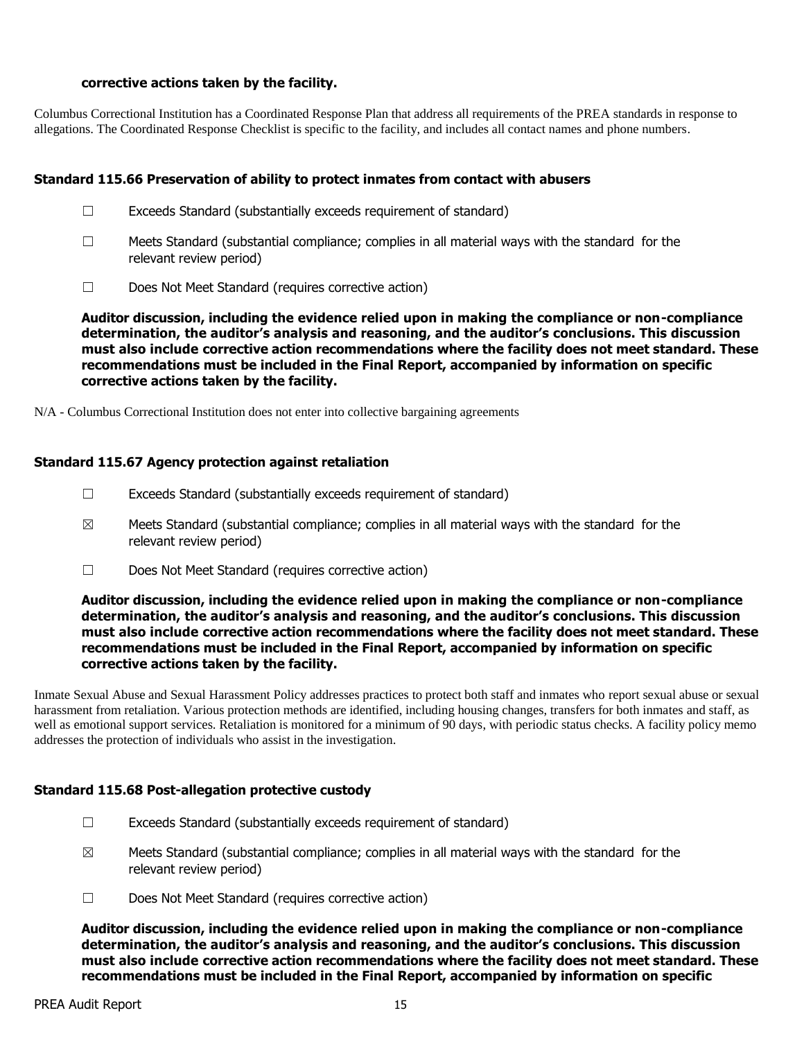**corrective actions taken by the facility.**

Columbus Correctional Institution has a Coordinated Response Plan that address all requirements of the PREA standards in response to allegations. The Coordinated Response Checklist is specific to the facility, and includes all contact names and phone numbers.

### Standard 115.66 Preservation of ability to protect inmates from contact with abusers

☐ Exceeds Standard (substantially exceeds requirement of standard)

☐ Meets Standard (substantial compliance; complies in all material ways with the standard for the relevant review period)

☐ Does Not Meet Standard (requires corrective action)

**Auditor discussion, including the evidence relied upon in making the compliance or non-compliance determination, the auditor's analysis and reasoning, and the auditor's conclusions. This discussion must also include corrective action recommendations where the facility does not meet standard. These recommendations must be included in the Final Report, accompanied by information on specific corrective actions taken by the facility.**

N/A - Columbus Correctional Institution does not enter into collective bargaining agreements

### Standard 115.67 Agency protection against retaliation

☐ Exceeds Standard (substantially exceeds requirement of standard)

☒ Meets Standard (substantial compliance; complies in all material ways with the standard for the relevant review period)

☐ Does Not Meet Standard (requires corrective action)

**Auditor discussion, including the evidence relied upon in making the compliance or non-compliance determination, the auditor's analysis and reasoning, and the auditor's conclusions. This discussion must also include corrective action recommendations where the facility does not meet standard. These recommendations must be included in the Final Report, accompanied by information on specific corrective actions taken by the facility.**

Inmate Sexual Abuse and Sexual Harassment Policy addresses practices to protect both staff and inmates who report sexual abuse or sexual harassment from retaliation. Various protection methods are identified, including housing changes, transfers for both inmates and staff, as well as emotional support services. Retaliation is monitored for a minimum of 90 days, with periodic status checks. A facility policy memo addresses the protection of individuals who assist in the investigation.

### Standard 115.68 Post-allegation protective custody

☐ Exceeds Standard (substantially exceeds requirement of standard)

☒ Meets Standard (substantial compliance; complies in all material ways with the standard for the relevant review period)

☐ Does Not Meet Standard (requires corrective action)

**Auditor discussion, including the evidence relied upon in making the compliance or non-compliance determination, the auditor's analysis and reasoning, and the auditor's conclusions. This discussion must also include corrective action recommendations where the facility does not meet standard. These recommendations must be included in the Final Report, accompanied by information on specific**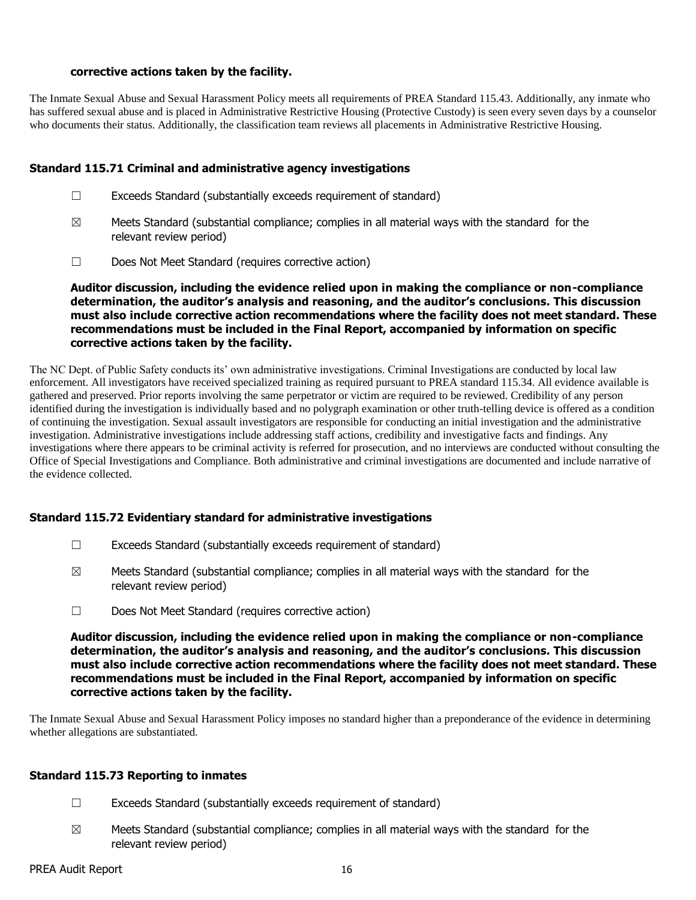**corrective actions taken by the facility.**

The Inmate Sexual Abuse and Sexual Harassment Policy meets all requirements of PREA Standard 115.43. Additionally, any inmate who has suffered sexual abuse and is placed in Administrative Restrictive Housing (Protective Custody) is seen every seven days by a counselor who documents their status. Additionally, the classification team reviews all placements in Administrative Restrictive Housing.

### Standard 115.71 Criminal and administrative agency investigations

☐ Exceeds Standard (substantially exceeds requirement of standard)

☒ Meets Standard (substantial compliance; complies in all material ways with the standard for the relevant review period)

☐ Does Not Meet Standard (requires corrective action)

**Auditor discussion, including the evidence relied upon in making the compliance or non-compliance determination, the auditor's analysis and reasoning, and the auditor's conclusions. This discussion must also include corrective action recommendations where the facility does not meet standard. These recommendations must be included in the Final Report, accompanied by information on specific corrective actions taken by the facility.**

The NC Dept. of Public Safety conducts its' own administrative investigations. Criminal Investigations are conducted by local law enforcement. All investigators have received specialized training as required pursuant to PREA standard 115.34. All evidence available is gathered and preserved. Prior reports involving the same perpetrator or victim are required to be reviewed. Credibility of any person identified during the investigation is individually based and no polygraph examination or other truth-telling device is offered as a condition of continuing the investigation. Sexual assault investigators are responsible for conducting an initial investigation and the administrative investigation. Administrative investigations include addressing staff actions, credibility and investigative facts and findings. Any investigations where there appears to be criminal activity is referred for prosecution, and no interviews are conducted without consulting the Office of Special Investigations and Compliance. Both administrative and criminal investigations are documented and include narrative of the evidence collected.

### Standard 115.72 Evidentiary standard for administrative investigations

☐ Exceeds Standard (substantially exceeds requirement of standard)

☒ Meets Standard (substantial compliance; complies in all material ways with the standard for the relevant review period)

☐ Does Not Meet Standard (requires corrective action)

**Auditor discussion, including the evidence relied upon in making the compliance or non-compliance determination, the auditor's analysis and reasoning, and the auditor's conclusions. This discussion must also include corrective action recommendations where the facility does not meet standard. These recommendations must be included in the Final Report, accompanied by information on specific corrective actions taken by the facility.**

The Inmate Sexual Abuse and Sexual Harassment Policy imposes no standard higher than a preponderance of the evidence in determining whether allegations are substantiated.

### Standard 115.73 Reporting to inmates

☐ Exceeds Standard (substantially exceeds requirement of standard)

☒ Meets Standard (substantial compliance; complies in all material ways with the standard for the relevant review period)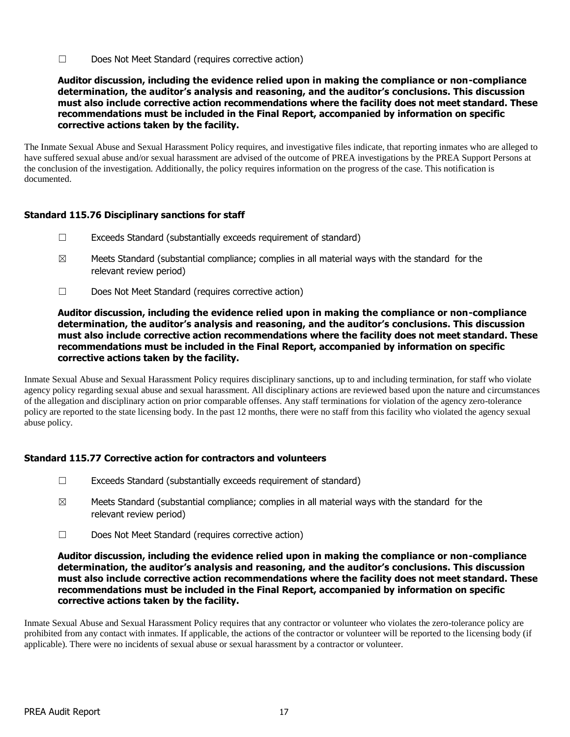☐ Does Not Meet Standard (requires corrective action)

**Auditor discussion, including the evidence relied upon in making the compliance or non-compliance determination, the auditor's analysis and reasoning, and the auditor's conclusions. This discussion must also include corrective action recommendations where the facility does not meet standard. These recommendations must be included in the Final Report, accompanied by information on specific corrective actions taken by the facility.**

The Inmate Sexual Abuse and Sexual Harassment Policy requires, and investigative files indicate, that reporting inmates who are alleged to have suffered sexual abuse and/or sexual harassment are advised of the outcome of PREA investigations by the PREA Support Persons at the conclusion of the investigation. Additionally, the policy requires information on the progress of the case. This notification is documented.

### Standard 115.76 Disciplinary sanctions for staff

☐ Exceeds Standard (substantially exceeds requirement of standard)

☒ Meets Standard (substantial compliance; complies in all material ways with the standard for the relevant review period)

☐ Does Not Meet Standard (requires corrective action)

**Auditor discussion, including the evidence relied upon in making the compliance or non-compliance determination, the auditor's analysis and reasoning, and the auditor's conclusions. This discussion must also include corrective action recommendations where the facility does not meet standard. These recommendations must be included in the Final Report, accompanied by information on specific corrective actions taken by the facility.**

Inmate Sexual Abuse and Sexual Harassment Policy requires disciplinary sanctions, up to and including termination, for staff who violate agency policy regarding sexual abuse and sexual harassment. All disciplinary actions are reviewed based upon the nature and circumstances of the allegation and disciplinary action on prior comparable offenses. Any staff terminations for violation of the agency zero-tolerance policy are reported to the state licensing body. In the past 12 months, there were no staff from this facility who violated the agency sexual abuse policy.

### Standard 115.77 Corrective action for contractors and volunteers

☐ Exceeds Standard (substantially exceeds requirement of standard)

☒ Meets Standard (substantial compliance; complies in all material ways with the standard for the relevant review period)

☐ Does Not Meet Standard (requires corrective action)

**Auditor discussion, including the evidence relied upon in making the compliance or non-compliance determination, the auditor's analysis and reasoning, and the auditor's conclusions. This discussion must also include corrective action recommendations where the facility does not meet standard. These recommendations must be included in the Final Report, accompanied by information on specific corrective actions taken by the facility.**

Inmate Sexual Abuse and Sexual Harassment Policy requires that any contractor or volunteer who violates the zero-tolerance policy are prohibited from any contact with inmates. If applicable, the actions of the contractor or volunteer will be reported to the licensing body (if applicable). There were no incidents of sexual abuse or sexual harassment by a contractor or volunteer.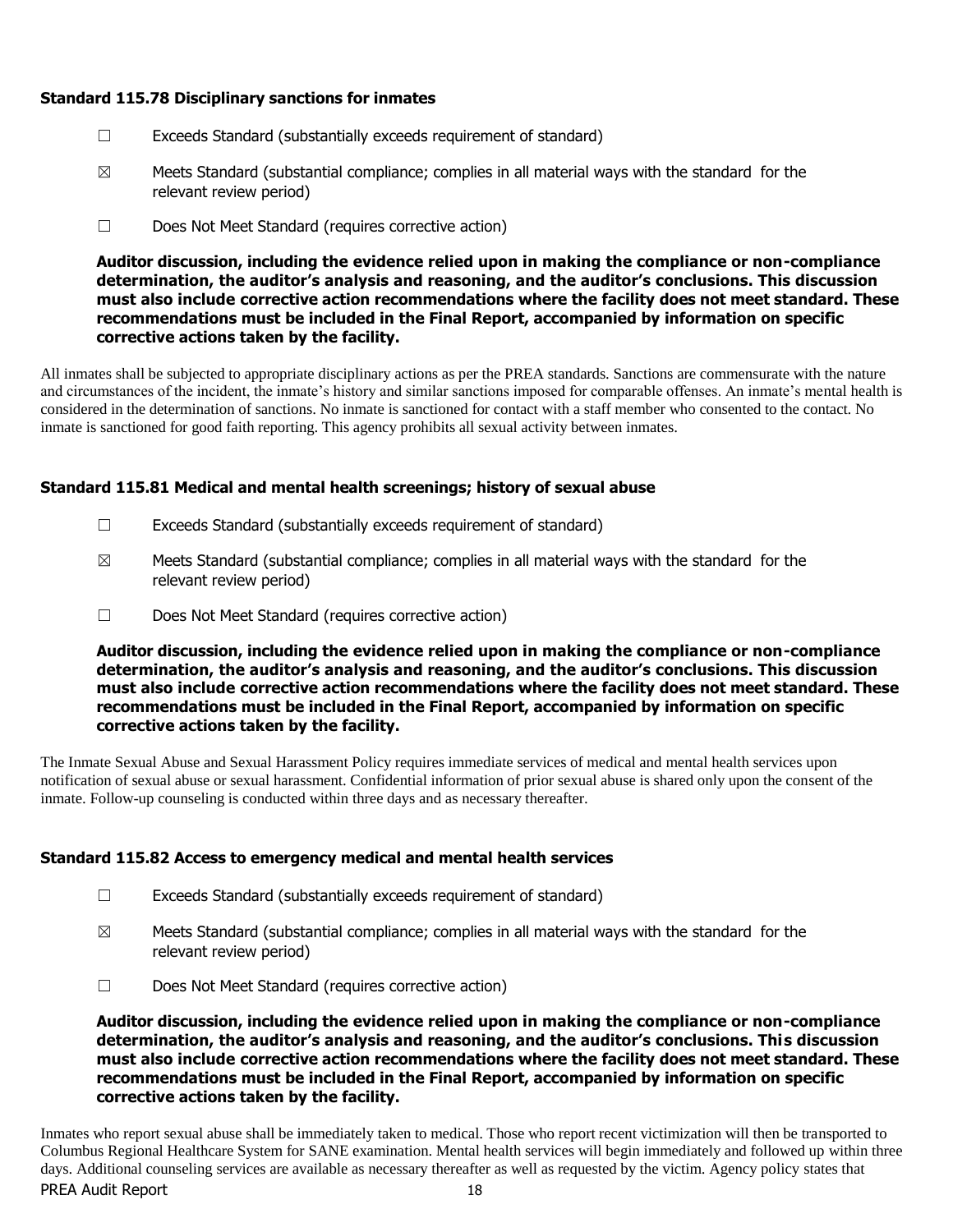### Standard 115.78 Disciplinary sanctions for inmates

☐ Exceeds Standard (substantially exceeds requirement of standard)

☒ Meets Standard (substantial compliance; complies in all material ways with the standard for the relevant review period)

☐ Does Not Meet Standard (requires corrective action)

**Auditor discussion, including the evidence relied upon in making the compliance or non-compliance determination, the auditor's analysis and reasoning, and the auditor's conclusions. This discussion must also include corrective action recommendations where the facility does not meet standard. These recommendations must be included in the Final Report, accompanied by information on specific corrective actions taken by the facility.**

All inmates shall be subjected to appropriate disciplinary actions as per the PREA standards. Sanctions are commensurate with the nature and circumstances of the incident, the inmate's history and similar sanctions imposed for comparable offenses. An inmate's mental health is considered in the determination of sanctions. No inmate is sanctioned for contact with a staff member who consented to the contact. No inmate is sanctioned for good faith reporting. This agency prohibits all sexual activity between inmates.

### Standard 115.81 Medical and mental health screenings; history of sexual abuse

☐ Exceeds Standard (substantially exceeds requirement of standard)

☒ Meets Standard (substantial compliance; complies in all material ways with the standard for the relevant review period)

☐ Does Not Meet Standard (requires corrective action)

**Auditor discussion, including the evidence relied upon in making the compliance or non-compliance determination, the auditor's analysis and reasoning, and the auditor's conclusions. This discussion must also include corrective action recommendations where the facility does not meet standard. These recommendations must be included in the Final Report, accompanied by information on specific corrective actions taken by the facility.**

The Inmate Sexual Abuse and Sexual Harassment Policy requires immediate services of medical and mental health services upon notification of sexual abuse or sexual harassment. Confidential information of prior sexual abuse is shared only upon the consent of the inmate. Follow-up counseling is conducted within three days and as necessary thereafter.

### Standard 115.82 Access to emergency medical and mental health services

☐ Exceeds Standard (substantially exceeds requirement of standard)

☒ Meets Standard (substantial compliance; complies in all material ways with the standard for the relevant review period)

☐ Does Not Meet Standard (requires corrective action)

**Auditor discussion, including the evidence relied upon in making the compliance or non-compliance determination, the auditor's analysis and reasoning, and the auditor's conclusions. This discussion must also include corrective action recommendations where the facility does not meet standard. These recommendations must be included in the Final Report, accompanied by information on specific corrective actions taken by the facility.**

Inmates who report sexual abuse shall be immediately taken to medical. Those who report recent victimization will then be transported to Columbus Regional Healthcare System for SANE examination. Mental health services will begin immediately and followed up within three days. Additional counseling services are available as necessary thereafter as well as requested by the victim. Agency policy states that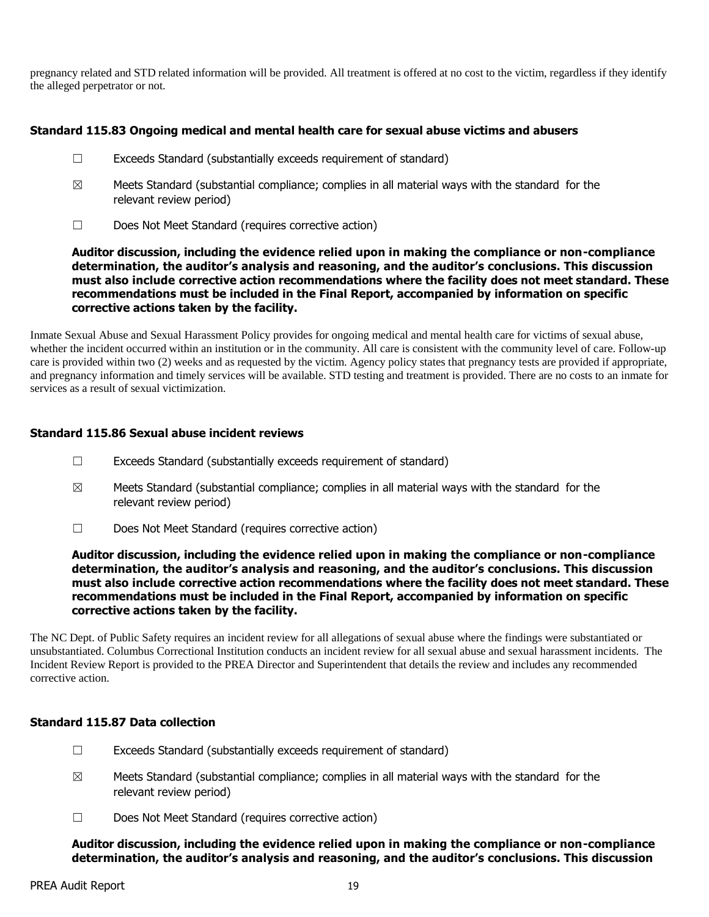pregnancy related and STD related information will be provided. All treatment is offered at no cost to the victim, regardless if they identify the alleged perpetrator or not.

### Standard 115.83 Ongoing medical and mental health care for sexual abuse victims and abusers

☐ Exceeds Standard (substantially exceeds requirement of standard)

☒ Meets Standard (substantial compliance; complies in all material ways with the standard for the relevant review period)

☐ Does Not Meet Standard (requires corrective action)

**Auditor discussion, including the evidence relied upon in making the compliance or non-compliance determination, the auditor's analysis and reasoning, and the auditor's conclusions. This discussion must also include corrective action recommendations where the facility does not meet standard. These recommendations must be included in the Final Report, accompanied by information on specific corrective actions taken by the facility.**

Inmate Sexual Abuse and Sexual Harassment Policy provides for ongoing medical and mental health care for victims of sexual abuse, whether the incident occurred within an institution or in the community. All care is consistent with the community level of care. Follow-up care is provided within two (2) weeks and as requested by the victim. Agency policy states that pregnancy tests are provided if appropriate, and pregnancy information and timely services will be available. STD testing and treatment is provided. There are no costs to an inmate for services as a result of sexual victimization.

### Standard 115.86 Sexual abuse incident reviews

☐ Exceeds Standard (substantially exceeds requirement of standard)

☒ Meets Standard (substantial compliance; complies in all material ways with the standard for the relevant review period)

☐ Does Not Meet Standard (requires corrective action)

**Auditor discussion, including the evidence relied upon in making the compliance or non-compliance determination, the auditor's analysis and reasoning, and the auditor's conclusions. This discussion must also include corrective action recommendations where the facility does not meet standard. These recommendations must be included in the Final Report, accompanied by information on specific corrective actions taken by the facility.**

The NC Dept. of Public Safety requires an incident review for all allegations of sexual abuse where the findings were substantiated or unsubstantiated. Columbus Correctional Institution conducts an incident review for all sexual abuse and sexual harassment incidents. The Incident Review Report is provided to the PREA Director and Superintendent that details the review and includes any recommended corrective action.

### Standard 115.87 Data collection

☐ Exceeds Standard (substantially exceeds requirement of standard)

☒ Meets Standard (substantial compliance; complies in all material ways with the standard for the relevant review period)

☐ Does Not Meet Standard (requires corrective action)

**Auditor discussion, including the evidence relied upon in making the compliance or non-compliance determination, the auditor's analysis and reasoning, and the auditor's conclusions. This discussion**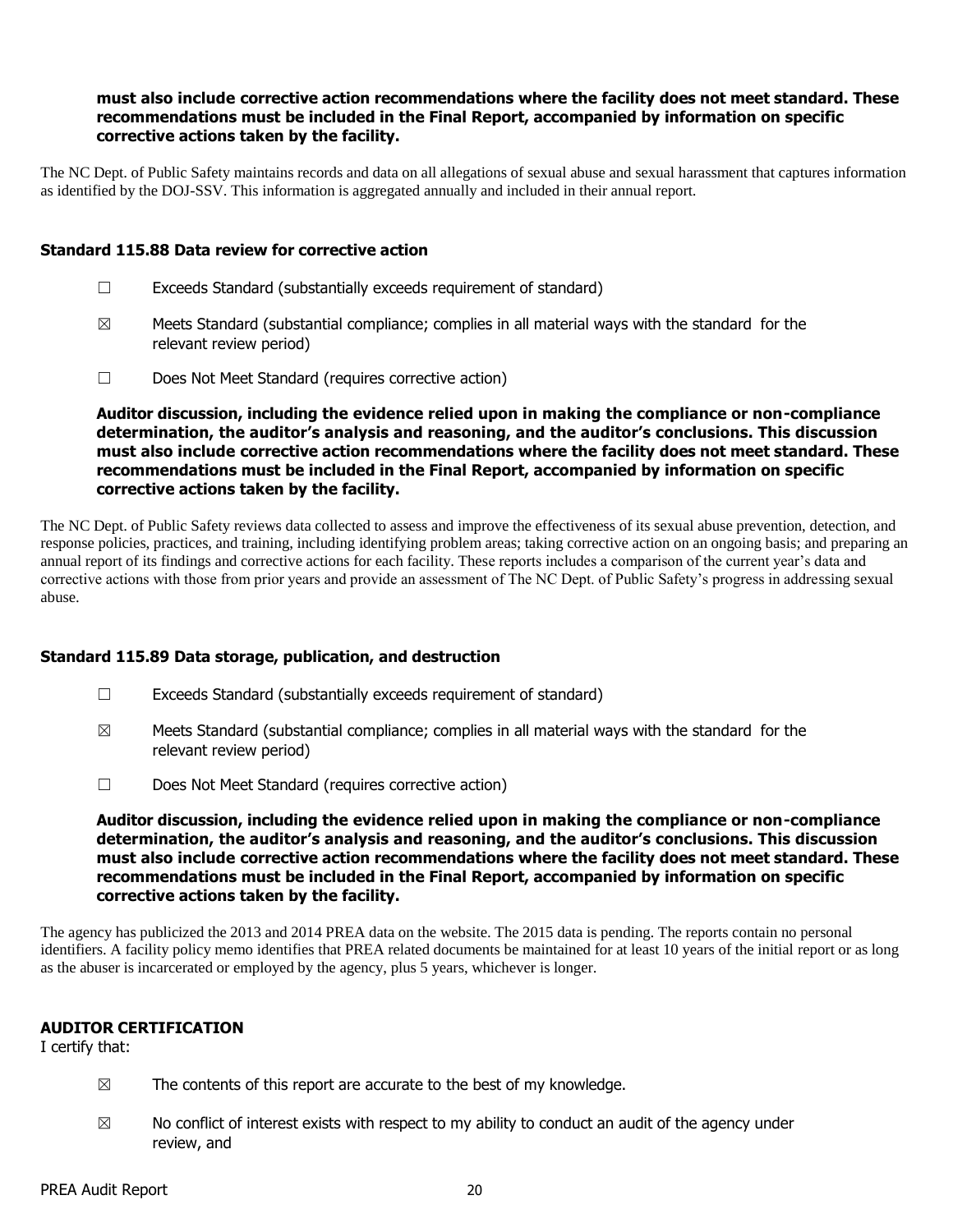**must also include corrective action recommendations where the facility does not meet standard. These recommendations must be included in the Final Report, accompanied by information on specific corrective actions taken by the facility.**

The NC Dept. of Public Safety maintains records and data on all allegations of sexual abuse and sexual harassment that captures information as identified by the DOJ-SSV. This information is aggregated annually and included in their annual report.

### Standard 115.88 Data review for corrective action

☐ Exceeds Standard (substantially exceeds requirement of standard)

☒ Meets Standard (substantial compliance; complies in all material ways with the standard for the relevant review period)

☐ Does Not Meet Standard (requires corrective action)

**Auditor discussion, including the evidence relied upon in making the compliance or non-compliance determination, the auditor's analysis and reasoning, and the auditor's conclusions. This discussion must also include corrective action recommendations where the facility does not meet standard. These recommendations must be included in the Final Report, accompanied by information on specific corrective actions taken by the facility.**

The NC Dept. of Public Safety reviews data collected to assess and improve the effectiveness of its sexual abuse prevention, detection, and response policies, practices, and training, including identifying problem areas; taking corrective action on an ongoing basis; and preparing an annual report of its findings and corrective actions for each facility. These reports includes a comparison of the current year's data and corrective actions with those from prior years and provide an assessment of The NC Dept. of Public Safety's progress in addressing sexual abuse.

### Standard 115.89 Data storage, publication, and destruction

☐ Exceeds Standard (substantially exceeds requirement of standard)

☒ Meets Standard (substantial compliance; complies in all material ways with the standard for the relevant review period)

☐ Does Not Meet Standard (requires corrective action)

**Auditor discussion, including the evidence relied upon in making the compliance or non-compliance determination, the auditor's analysis and reasoning, and the auditor's conclusions. This discussion must also include corrective action recommendations where the facility does not meet standard. These recommendations must be included in the Final Report, accompanied by information on specific corrective actions taken by the facility.**

The agency has publicized the 2013 and 2014 PREA data on the website. The 2015 data is pending. The reports contain no personal identifiers. A facility policy memo identifies that PREA related documents be maintained for at least 10 years of the initial report or as long as the abuser is incarcerated or employed by the agency, plus 5 years, whichever is longer.

### AUDITOR CERTIFICATION

I certify that:

☒ The contents of this report are accurate to the best of my knowledge.

☒ No conflict of interest exists with respect to my ability to conduct an audit of the agency under review, and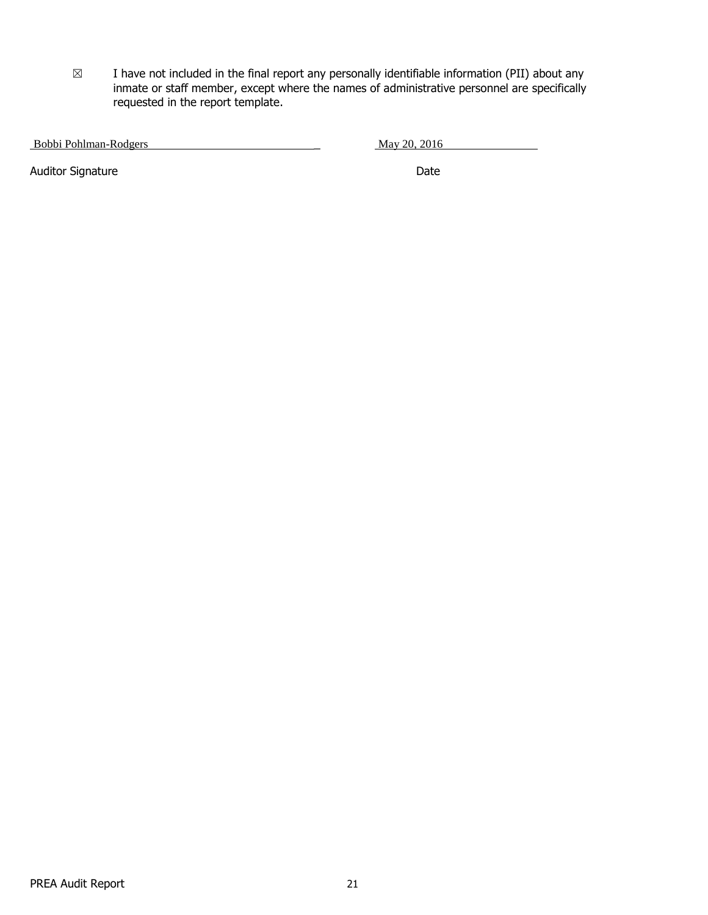☒ I have not included in the final report any personally identifiable information (PII) about any inmate or staff member, except where the names of administrative personnel are specifically requested in the report template.

Bobbi Pohlman-Rodgers May 20, 2016

Auditor Signature Date